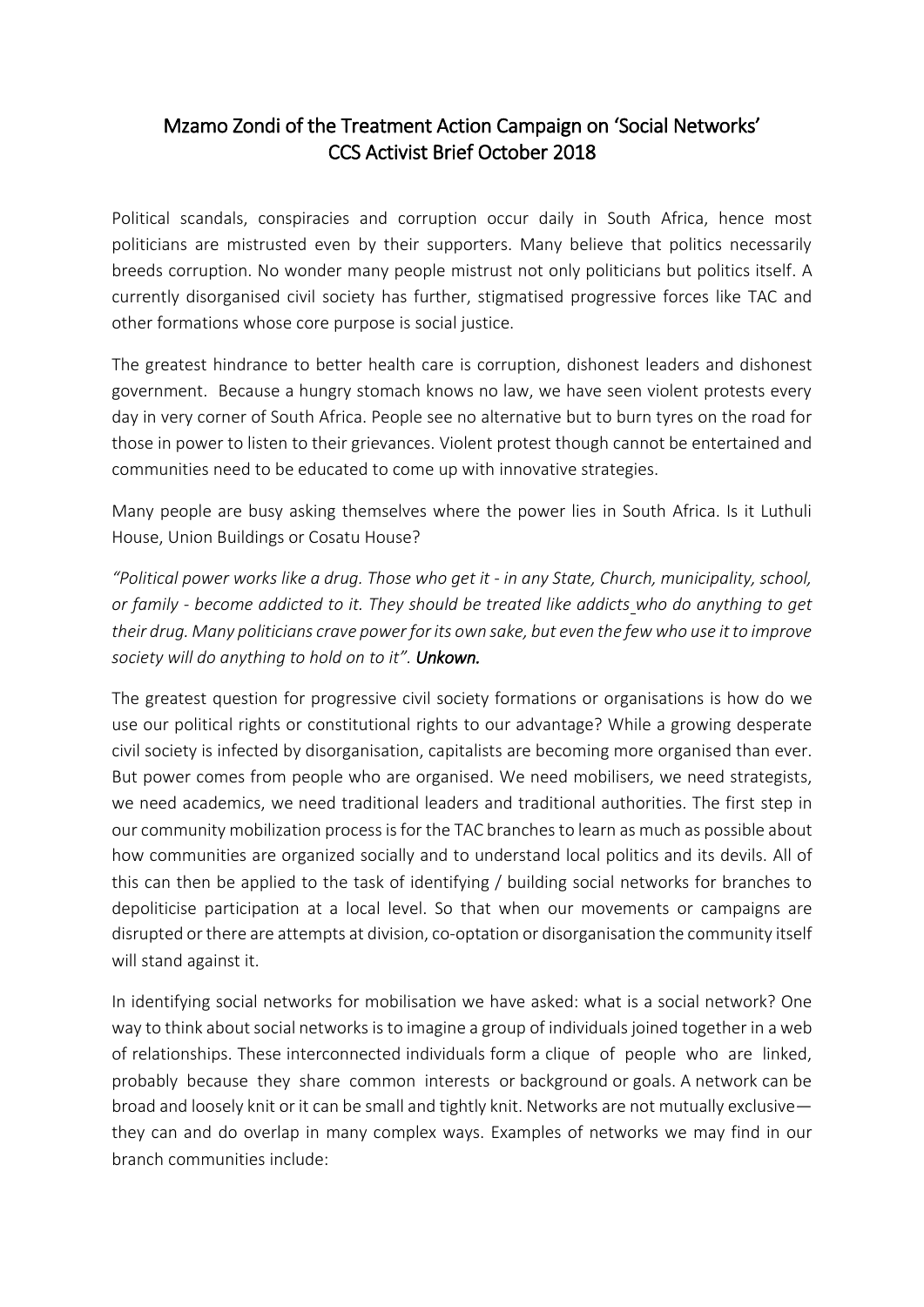# Mzamo Zondi of the Treatment Action Campaign on 'Social Networks'
# CCS Activist Brief October 2018

Political scandals, conspiracies and corruption occur daily in South Africa, hence most politicians are mistrusted even by their supporters. Many believe that politics necessarily breeds corruption. No wonder many people mistrust not only politicians but politics itself. A currently disorganised civil society has further, stigmatised progressive forces like TAC and other formations whose core purpose is social justice.

The greatest hindrance to better health care is corruption, dishonest leaders and dishonest government. Because a hungry stomach knows no law, we have seen violent protests every day in very corner of South Africa. People see no alternative but to burn tyres on the road for those in power to listen to their grievances. Violent protest though cannot be entertained and communities need to be educated to come up with innovative strategies.

Many people are busy asking themselves where the power lies in South Africa. Is it Luthuli House, Union Buildings or Cosatu House?

*"Political power works like a drug. Those who get it - in any State, Church, municipality, school, or family - become addicted to it. They should be treated like addicts who do anything to get their drug. Many politicians crave power for its own sake, but even the few who use it to improve society will do anything to hold on to it". **Unkown.***

The greatest question for progressive civil society formations or organisations is how do we use our political rights or constitutional rights to our advantage? While a growing desperate civil society is infected by disorganisation, capitalists are becoming more organised than ever. But power comes from people who are organised. We need mobilisers, we need strategists, we need academics, we need traditional leaders and traditional authorities. The first step in our community mobilization process is for the TAC branches to learn as much as possible about how communities are organized socially and to understand local politics and its devils. All of this can then be applied to the task of identifying / building social networks for branches to depoliticise participation at a local level. So that when our movements or campaigns are disrupted or there are attempts at division, co-optation or disorganisation the community itself will stand against it.

In identifying social networks for mobilisation we have asked: what is a social network? One way to think about social networks is to imagine a group of individuals joined together in a web of relationships. These interconnected individuals form a clique of people who are linked, probably because they share common interests or background or goals. A network can be broad and loosely knit or it can be small and tightly knit. Networks are not mutually exclusive—they can and do overlap in many complex ways. Examples of networks we may find in our branch communities include: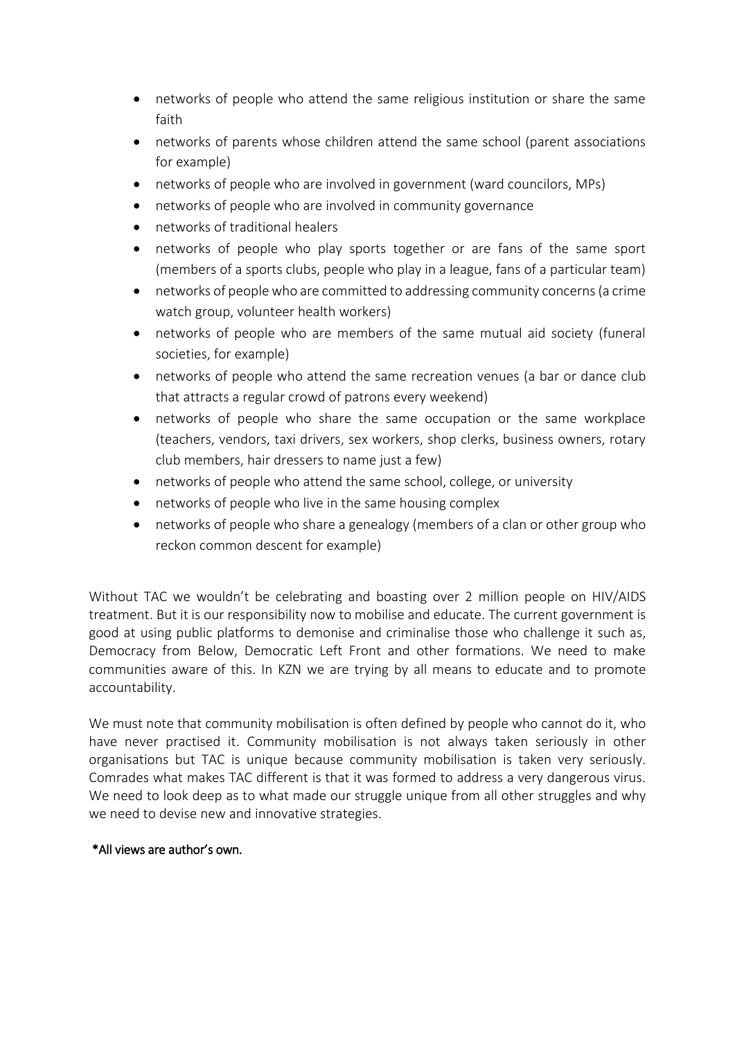- networks of people who attend the same religious institution or share the same faith
- networks of parents whose children attend the same school (parent associations for example)
- networks of people who are involved in government (ward councilors, MPs)
- networks of people who are involved in community governance
- networks of traditional healers
- networks of people who play sports together or are fans of the same sport (members of a sports clubs, people who play in a league, fans of a particular team)
- networks of people who are committed to addressing community concerns (a crime watch group, volunteer health workers)
- networks of people who are members of the same mutual aid society (funeral societies, for example)
- networks of people who attend the same recreation venues (a bar or dance club that attracts a regular crowd of patrons every weekend)
- networks of people who share the same occupation or the same workplace (teachers, vendors, taxi drivers, sex workers, shop clerks, business owners, rotary club members, hair dressers to name just a few)
- networks of people who attend the same school, college, or university
- networks of people who live in the same housing complex
- networks of people who share a genealogy (members of a clan or other group who reckon common descent for example)

Without TAC we wouldn't be celebrating and boasting over 2 million people on HIV/AIDS treatment. But it is our responsibility now to mobilise and educate. The current government is good at using public platforms to demonise and criminalise those who challenge it such as, Democracy from Below, Democratic Left Front and other formations. We need to make communities aware of this. In KZN we are trying by all means to educate and to promote accountability.

We must note that community mobilisation is often defined by people who cannot do it, who have never practised it. Community mobilisation is not always taken seriously in other organisations but TAC is unique because community mobilisation is taken very seriously. Comrades what makes TAC different is that it was formed to address a very dangerous virus. We need to look deep as to what made our struggle unique from all other struggles and why we need to devise new and innovative strategies.

**\*All views are author's own.**